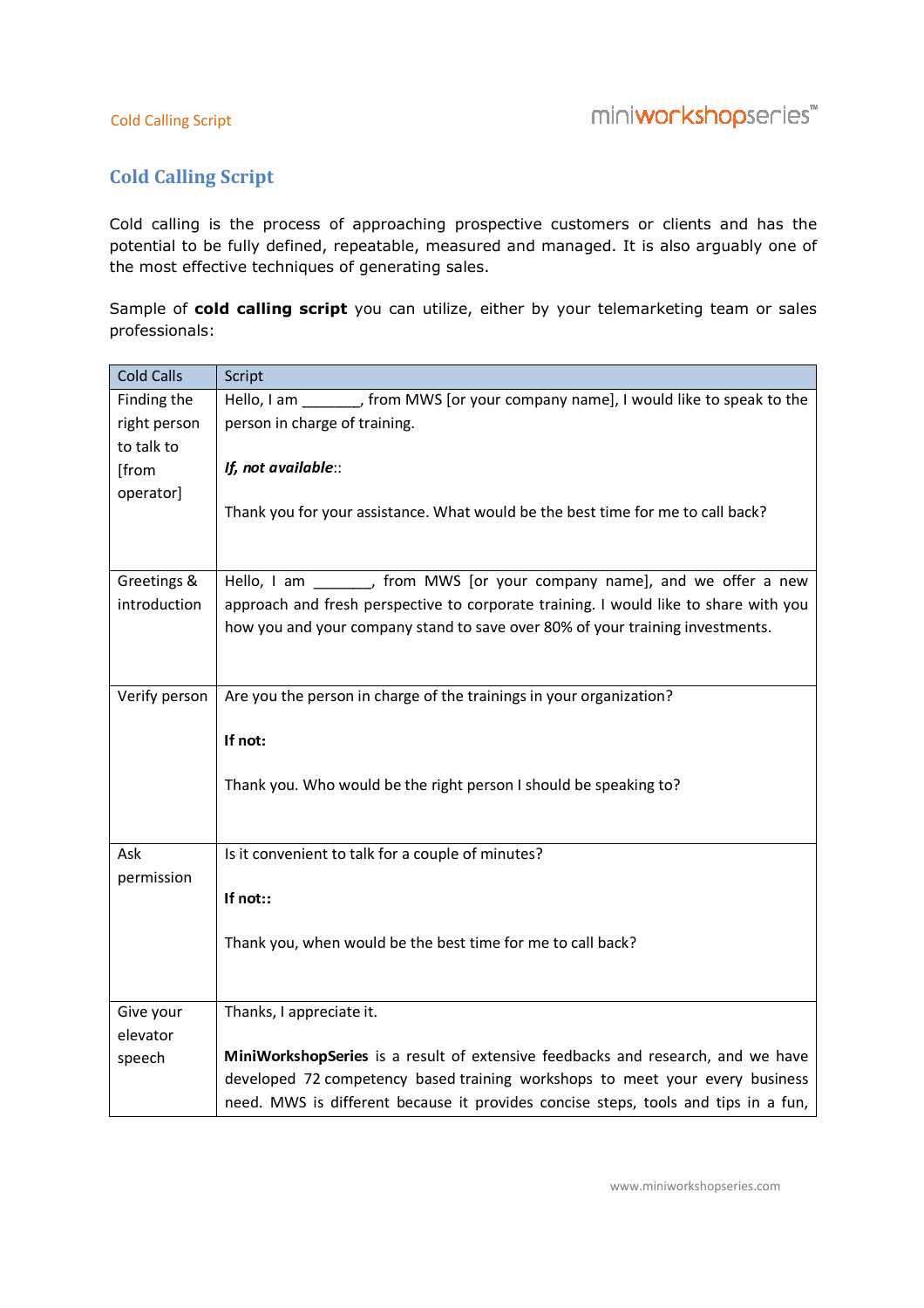# Cold Calling Script

Cold calling is the process of approaching prospective customers or clients and has the potential to be fully defined, repeatable, measured and managed. It is also arguably one of the most effective techniques of generating sales.

Sample of **cold calling script** you can utilize, either by your telemarketing team or sales professionals:

| Cold Calls | Script |
|---|---|
| Finding the right person to talk to [from operator] | Hello, I am _______, from MWS [or your company name], I would like to speak to the person in charge of training.<br><br>***If, not available***::<br><br>Thank you for your assistance. What would be the best time for me to call back? |
| Greetings & introduction | Hello, I am _______, from MWS [or your company name], and we offer a new approach and fresh perspective to corporate training. I would like to share with you how you and your company stand to save over 80% of your training investments. |
| Verify person | Are you the person in charge of the trainings in your organization?<br><br>**If not:**<br><br>Thank you. Who would be the right person I should be speaking to? |
| Ask permission | Is it convenient to talk for a couple of minutes?<br><br>**If not::**<br><br>Thank you, when would be the best time for me to call back? |
| Give your elevator speech | Thanks, I appreciate it.<br><br>**MiniWorkshopSeries** is a result of extensive feedbacks and research, and we have developed 72 competency based training workshops to meet your every business need. MWS is different because it provides concise steps, tools and tips in a fun, |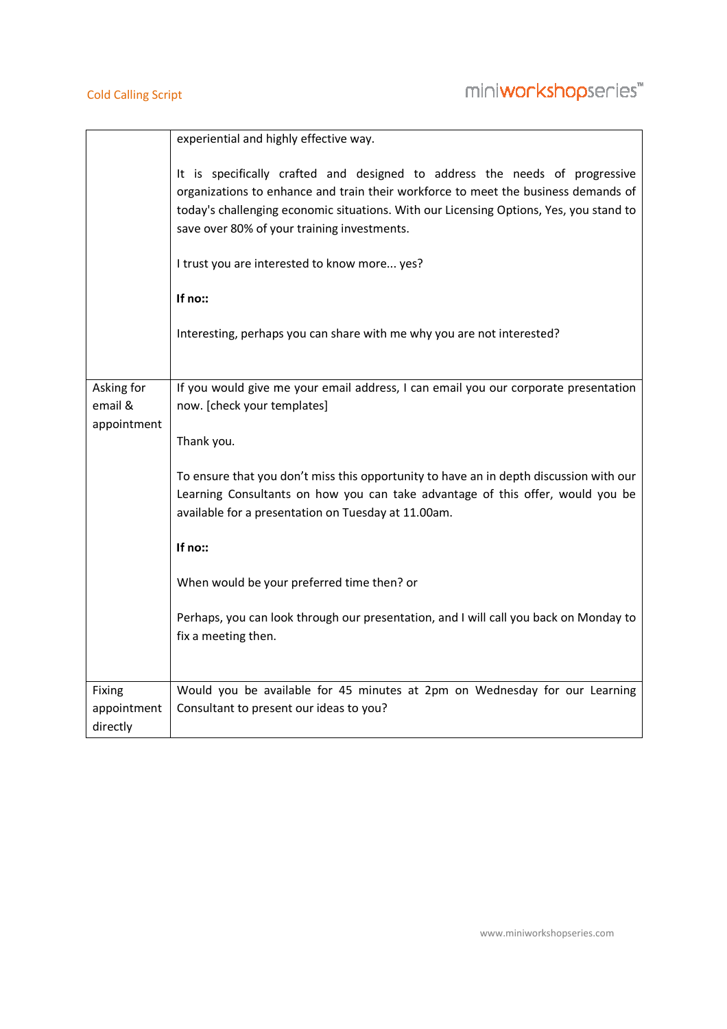| | |
|---|---|
| | experiential and highly effective way.<br><br>It is specifically crafted and designed to address the needs of progressive organizations to enhance and train their workforce to meet the business demands of today's challenging economic situations. With our Licensing Options, Yes, you stand to save over 80% of your training investments.<br><br>I trust you are interested to know more... yes?<br><br>**If no::**<br><br>Interesting, perhaps you can share with me why you are not interested? |
| Asking for email & appointment | If you would give me your email address, I can email you our corporate presentation now. [check your templates]<br><br>Thank you.<br><br>To ensure that you don't miss this opportunity to have an in depth discussion with our Learning Consultants on how you can take advantage of this offer, would you be available for a presentation on Tuesday at 11.00am.<br><br>**If no::**<br><br>When would be your preferred time then? or<br><br>Perhaps, you can look through our presentation, and I will call you back on Monday to fix a meeting then. |
| Fixing appointment directly | Would you be available for 45 minutes at 2pm on Wednesday for our Learning Consultant to present our ideas to you? |